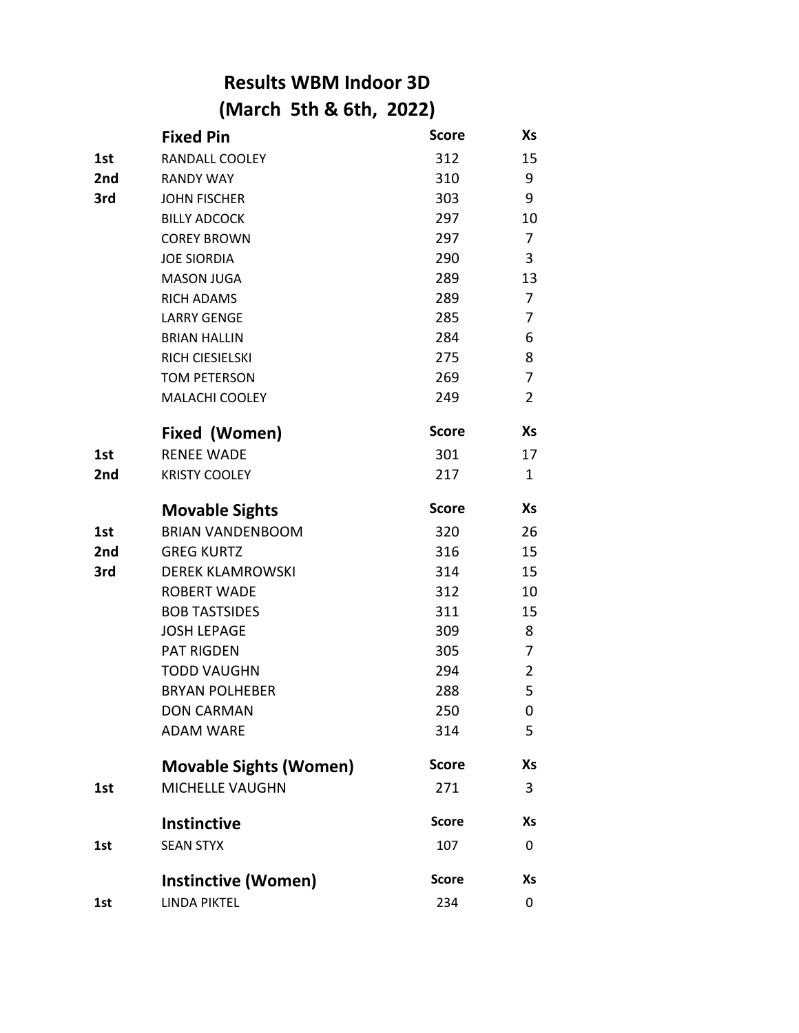# Results WBM Indoor 3D

## (March 5th & 6th, 2022)

| | Fixed Pin | Score | Xs |
|---|---|---|---|
| 1st | RANDALL COOLEY | 312 | 15 |
| 2nd | RANDY WAY | 310 | 9 |
| 3rd | JOHN FISCHER | 303 | 9 |
| | BILLY ADCOCK | 297 | 10 |
| | COREY BROWN | 297 | 7 |
| | JOE SIORDIA | 290 | 3 |
| | MASON JUGA | 289 | 13 |
| | RICH ADAMS | 289 | 7 |
| | LARRY GENGE | 285 | 7 |
| | BRIAN HALLIN | 284 | 6 |
| | RICH CIESIELSKI | 275 | 8 |
| | TOM PETERSON | 269 | 7 |
| | MALACHI COOLEY | 249 | 2 |

| | Fixed (Women) | Score | Xs |
|---|---|---|---|
| 1st | RENEE WADE | 301 | 17 |
| 2nd | KRISTY COOLEY | 217 | 1 |

| | Movable Sights | Score | Xs |
|---|---|---|---|
| 1st | BRIAN VANDENBOOM | 320 | 26 |
| 2nd | GREG KURTZ | 316 | 15 |
| 3rd | DEREK KLAMROWSKI | 314 | 15 |
| | ROBERT WADE | 312 | 10 |
| | BOB TASTSIDES | 311 | 15 |
| | JOSH LEPAGE | 309 | 8 |
| | PAT RIGDEN | 305 | 7 |
| | TODD VAUGHN | 294 | 2 |
| | BRYAN POLHEBER | 288 | 5 |
| | DON CARMAN | 250 | 0 |
| | ADAM WARE | 314 | 5 |

| | Movable Sights (Women) | Score | Xs |
|---|---|---|---|
| 1st | MICHELLE VAUGHN | 271 | 3 |

| | Instinctive | Score | Xs |
|---|---|---|---|
| 1st | SEAN STYX | 107 | 0 |

| | Instinctive (Women) | Score | Xs |
|---|---|---|---|
| 1st | LINDA PIKTEL | 234 | 0 |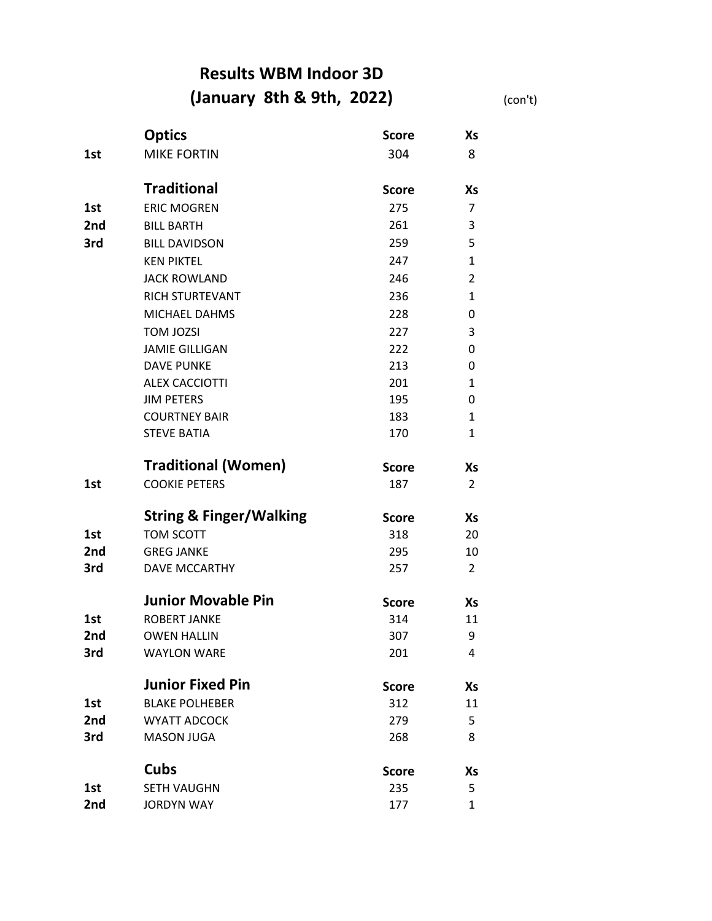# Results WBM Indoor 3D
## (January 8th & 9th, 2022)

(con't)

| | Optics | Score | Xs |
|---|---|---|---|
| 1st | MIKE FORTIN | 304 | 8 |

| | Traditional | Score | Xs |
|---|---|---|---|
| 1st | ERIC MOGREN | 275 | 7 |
| 2nd | BILL BARTH | 261 | 3 |
| 3rd | BILL DAVIDSON | 259 | 5 |
| | KEN PIKTEL | 247 | 1 |
| | JACK ROWLAND | 246 | 2 |
| | RICH STURTEVANT | 236 | 1 |
| | MICHAEL DAHMS | 228 | 0 |
| | TOM JOZSI | 227 | 3 |
| | JAMIE GILLIGAN | 222 | 0 |
| | DAVE PUNKE | 213 | 0 |
| | ALEX CACCIOTTI | 201 | 1 |
| | JIM PETERS | 195 | 0 |
| | COURTNEY BAIR | 183 | 1 |
| | STEVE BATIA | 170 | 1 |

| | Traditional (Women) | Score | Xs |
|---|---|---|---|
| 1st | COOKIE PETERS | 187 | 2 |

| | String & Finger/Walking | Score | Xs |
|---|---|---|---|
| 1st | TOM SCOTT | 318 | 20 |
| 2nd | GREG JANKE | 295 | 10 |
| 3rd | DAVE MCCARTHY | 257 | 2 |

| | Junior Movable Pin | Score | Xs |
|---|---|---|---|
| 1st | ROBERT JANKE | 314 | 11 |
| 2nd | OWEN HALLIN | 307 | 9 |
| 3rd | WAYLON WARE | 201 | 4 |

| | Junior Fixed Pin | Score | Xs |
|---|---|---|---|
| 1st | BLAKE POLHEBER | 312 | 11 |
| 2nd | WYATT ADCOCK | 279 | 5 |
| 3rd | MASON JUGA | 268 | 8 |

| | Cubs | Score | Xs |
|---|---|---|---|
| 1st | SETH VAUGHN | 235 | 5 |
| 2nd | JORDYN WAY | 177 | 1 |